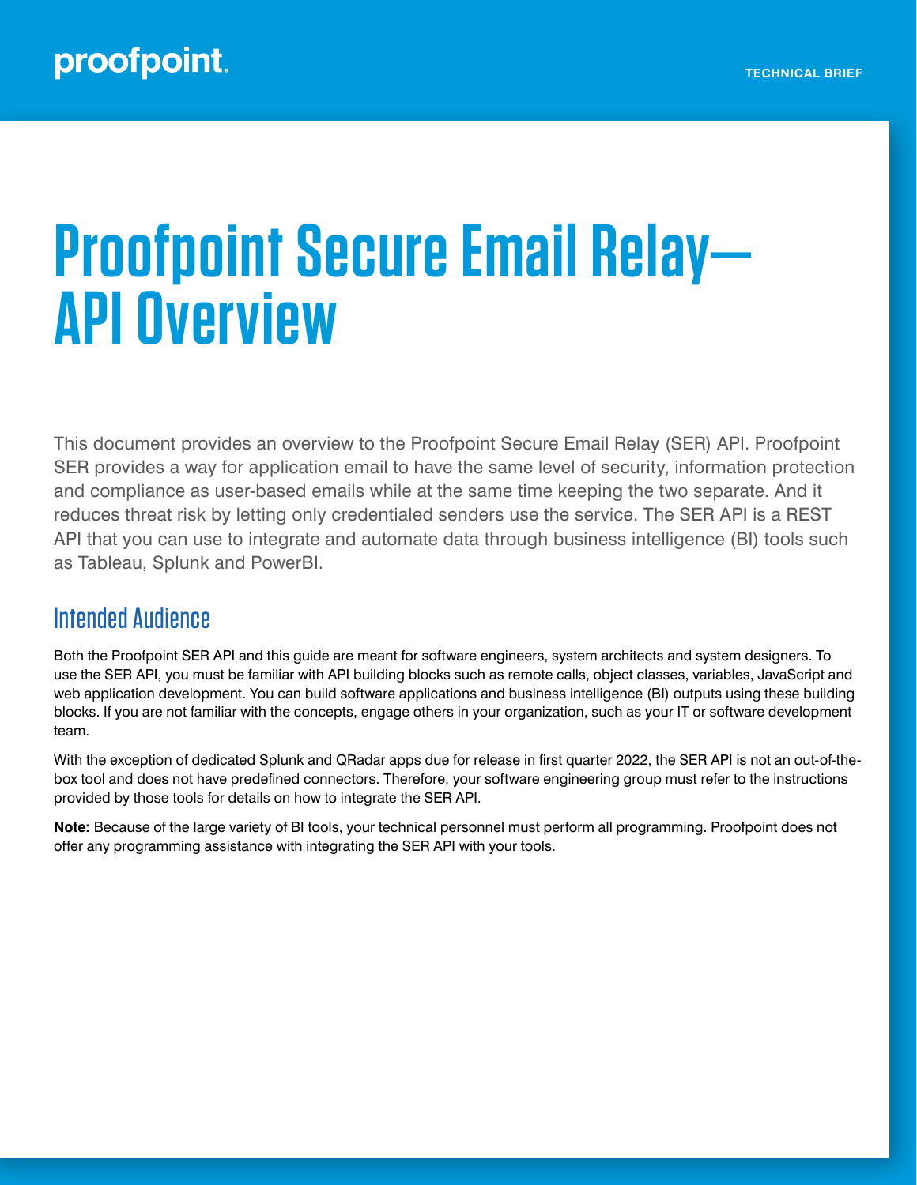# Proofpoint Secure Email Relay—API Overview

This document provides an overview to the Proofpoint Secure Email Relay (SER) API. Proofpoint SER provides a way for application email to have the same level of security, information protection and compliance as user-based emails while at the same time keeping the two separate. And it reduces threat risk by letting only credentialed senders use the service. The SER API is a REST API that you can use to integrate and automate data through business intelligence (BI) tools such as Tableau, Splunk and PowerBI.

## Intended Audience

Both the Proofpoint SER API and this guide are meant for software engineers, system architects and system designers. To use the SER API, you must be familiar with API building blocks such as remote calls, object classes, variables, JavaScript and web application development. You can build software applications and business intelligence (BI) outputs using these building blocks. If you are not familiar with the concepts, engage others in your organization, such as your IT or software development team.

With the exception of dedicated Splunk and QRadar apps due for release in first quarter 2022, the SER API is not an out-of-the-box tool and does not have predefined connectors. Therefore, your software engineering group must refer to the instructions provided by those tools for details on how to integrate the SER API.

**Note:** Because of the large variety of BI tools, your technical personnel must perform all programming. Proofpoint does not offer any programming assistance with integrating the SER API with your tools.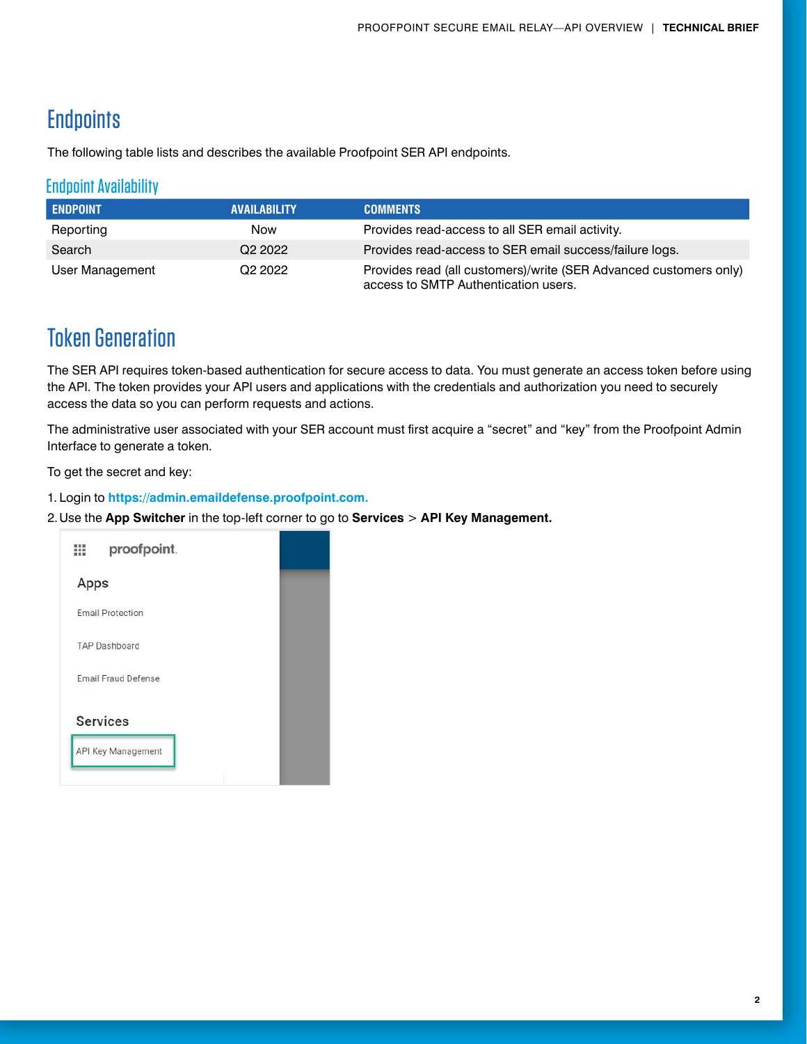# Endpoints

The following table lists and describes the available Proofpoint SER API endpoints.

## Endpoint Availability

| ENDPOINT | AVAILABILITY | COMMENTS |
|---|---|---|
| Reporting | Now | Provides read-access to all SER email activity. |
| Search | Q2 2022 | Provides read-access to SER email success/failure logs. |
| User Management | Q2 2022 | Provides read (all customers)/write (SER Advanced customers only) access to SMTP Authentication users. |

# Token Generation

The SER API requires token-based authentication for secure access to data. You must generate an access token before using the API. The token provides your API users and applications with the credentials and authorization you need to securely access the data so you can perform requests and actions.

The administrative user associated with your SER account must first acquire a “secret” and “key” from the Proofpoint Admin Interface to generate a token.

To get the secret and key:

1. Login to **https://admin.emaildefense.proofpoint.com.**
2. Use the **App Switcher** in the top-left corner to go to **Services** > **API Key Management.**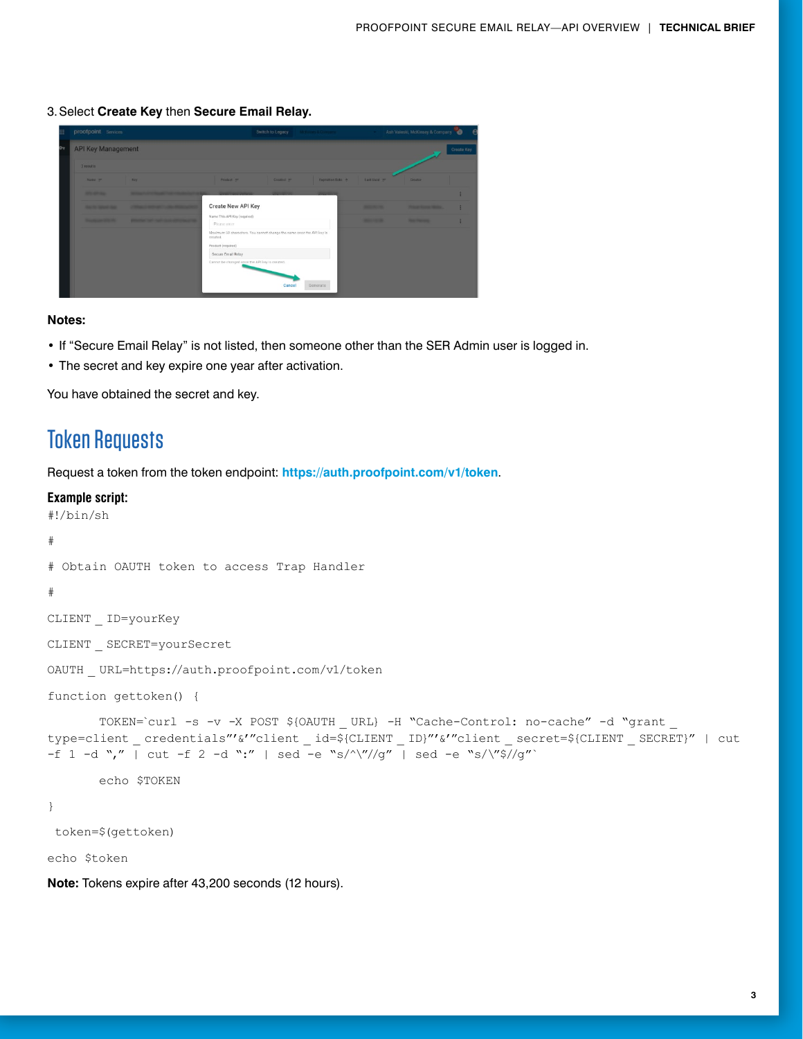3. Select **Create Key** then **Secure Email Relay.**

**Notes:**

- If "Secure Email Relay" is not listed, then someone other than the SER Admin user is logged in.
- The secret and key expire one year after activation.

You have obtained the secret and key.

## Token Requests

Request a token from the token endpoint: **https://auth.proofpoint.com/v1/token**.

**Example script:**

```
#!/bin/sh

#

# Obtain OAUTH token to access Trap Handler

#

CLIENT_ID=yourKey

CLIENT_SECRET=yourSecret

OAUTH_URL=https://auth.proofpoint.com/v1/token

function gettoken() {

        TOKEN=`curl -s -v -X POST ${OAUTH_URL} -H "Cache-Control: no-cache" -d "grant_type=client_credentials"'&'"client_id=${CLIENT_ID}"'&'"client_secret=${CLIENT_SECRET}" | cut -f 1 -d "," | cut -f 2 -d ":" | sed -e "s/^\"//g" | sed -e "s/\"$//g"`

        echo $TOKEN

}

 token=$(gettoken)

echo $token
```

**Note:** Tokens expire after 43,200 seconds (12 hours).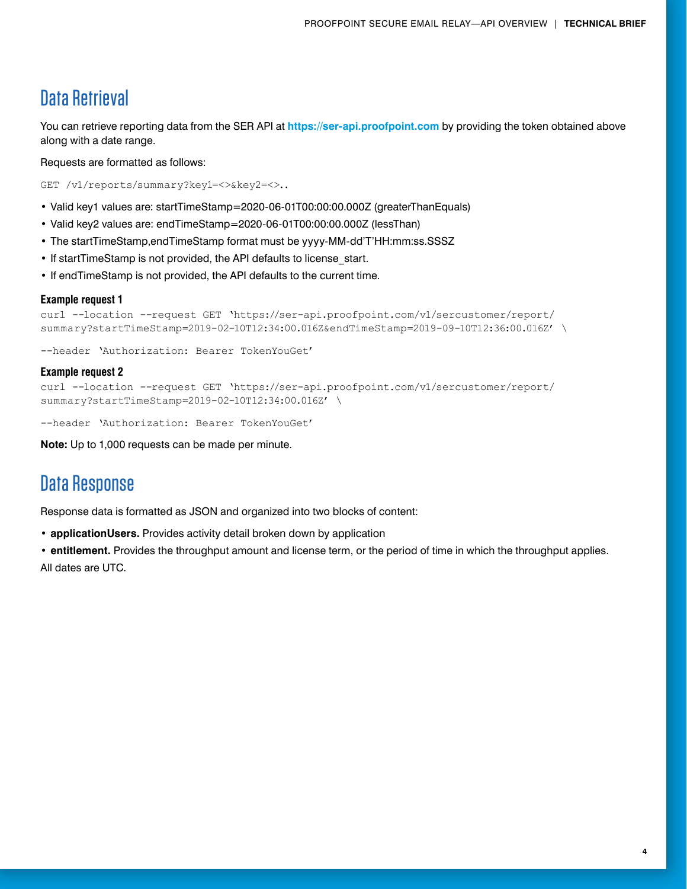## Data Retrieval

You can retrieve reporting data from the SER API at **https://ser-api.proofpoint.com** by providing the token obtained above along with a date range.

Requests are formatted as follows:

```
GET /v1/reports/summary?key1=<>&key2=<>..
```

- Valid key1 values are: startTimeStamp=2020-06-01T00:00:00.000Z (greaterThanEquals)
- Valid key2 values are: endTimeStamp=2020-06-01T00:00:00.000Z (lessThan)
- The startTimeStamp,endTimeStamp format must be yyyy-MM-dd'T'HH:mm:ss.SSSZ
- If startTimeStamp is not provided, the API defaults to license_start.
- If endTimeStamp is not provided, the API defaults to the current time.

**Example request 1**

```
curl --location --request GET 'https://ser-api.proofpoint.com/v1/sercustomer/report/summary?startTimeStamp=2019-02-10T12:34:00.016Z&endTimeStamp=2019-09-10T12:36:00.016Z' \

--header 'Authorization: Bearer TokenYouGet'
```

**Example request 2**

```
curl --location --request GET 'https://ser-api.proofpoint.com/v1/sercustomer/report/summary?startTimeStamp=2019-02-10T12:34:00.016Z' \

--header 'Authorization: Bearer TokenYouGet'
```

**Note:** Up to 1,000 requests can be made per minute.

## Data Response

Response data is formatted as JSON and organized into two blocks of content:

- **applicationUsers.** Provides activity detail broken down by application
- **entitlement.** Provides the throughput amount and license term, or the period of time in which the throughput applies.

All dates are UTC.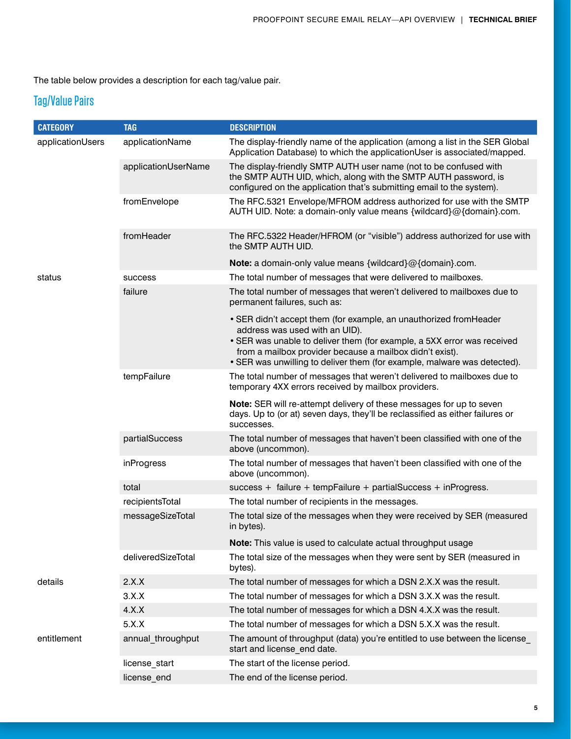The table below provides a description for each tag/value pair.

## Tag/Value Pairs

| CATEGORY | TAG | DESCRIPTION |
|---|---|---|
| applicationUsers | applicationName | The display-friendly name of the application (among a list in the SER Global Application Database) to which the applicationUser is associated/mapped. |
| | applicationUserName | The display-friendly SMTP AUTH user name (not to be confused with the SMTP AUTH UID, which, along with the SMTP AUTH password, is configured on the application that's submitting email to the system). |
| | fromEnvelope | The RFC.5321 Envelope/MFROM address authorized for use with the SMTP AUTH UID. Note: a domain-only value means {wildcard}@{domain}.com. |
| | fromHeader | The RFC.5322 Header/HFROM (or "visible") address authorized for use with the SMTP AUTH UID.<br><br>**Note:** a domain-only value means {wildcard}@{domain}.com. |
| status | success | The total number of messages that were delivered to mailboxes. |
| | failure | The total number of messages that weren't delivered to mailboxes due to permanent failures, such as:<br><br>• SER didn't accept them (for example, an unauthorized fromHeader address was used with an UID).<br>• SER was unable to deliver them (for example, a 5XX error was received from a mailbox provider because a mailbox didn't exist).<br>• SER was unwilling to deliver them (for example, malware was detected). |
| | tempFailure | The total number of messages that weren't delivered to mailboxes due to temporary 4XX errors received by mailbox providers.<br><br>**Note:** SER will re-attempt delivery of these messages for up to seven days. Up to (or at) seven days, they'll be reclassified as either failures or successes. |
| | partialSuccess | The total number of messages that haven't been classified with one of the above (uncommon). |
| | inProgress | The total number of messages that haven't been classified with one of the above (uncommon). |
| | total | success + failure + tempFailure + partialSuccess + inProgress. |
| | recipientsTotal | The total number of recipients in the messages. |
| | messageSizeTotal | The total size of the messages when they were received by SER (measured in bytes).<br><br>**Note:** This value is used to calculate actual throughput usage |
| | deliveredSizeTotal | The total size of the messages when they were sent by SER (measured in bytes). |
| details | 2.X.X | The total number of messages for which a DSN 2.X.X was the result. |
| | 3.X.X | The total number of messages for which a DSN 3.X.X was the result. |
| | 4.X.X | The total number of messages for which a DSN 4.X.X was the result. |
| | 5.X.X | The total number of messages for which a DSN 5.X.X was the result. |
| entitlement | annual_throughput | The amount of throughput (data) you're entitled to use between the license_start and license_end date. |
| | license_start | The start of the license period. |
| | license_end | The end of the license period. |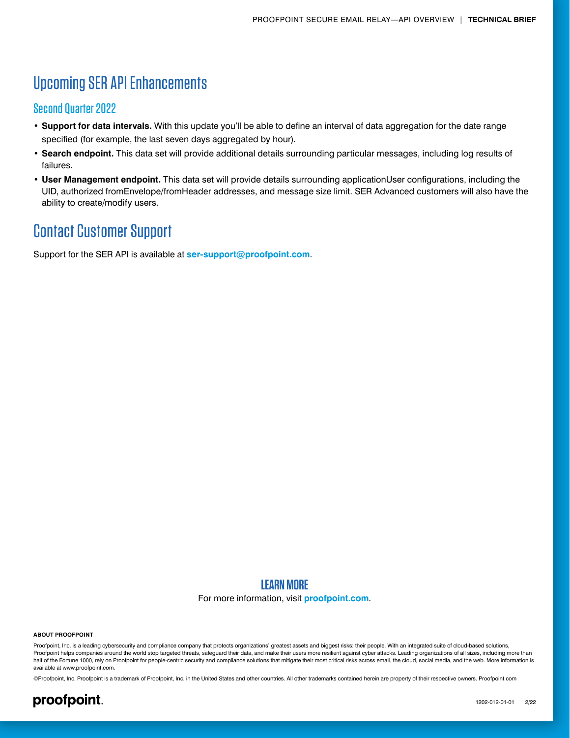## Upcoming SER API Enhancements

### Second Quarter 2022

- **Support for data intervals.** With this update you'll be able to define an interval of data aggregation for the date range specified (for example, the last seven days aggregated by hour).
- **Search endpoint.** This data set will provide additional details surrounding particular messages, including log results of failures.
- **User Management endpoint.** This data set will provide details surrounding applicationUser configurations, including the UID, authorized fromEnvelope/fromHeader addresses, and message size limit. SER Advanced customers will also have the ability to create/modify users.

## Contact Customer Support

Support for the SER API is available at **ser-support@proofpoint.com**.

### LEARN MORE

For more information, visit **proofpoint.com**.

**ABOUT PROOFPOINT**

Proofpoint, Inc. is a leading cybersecurity and compliance company that protects organizations' greatest assets and biggest risks: their people. With an integrated suite of cloud-based solutions, Proofpoint helps companies around the world stop targeted threats, safeguard their data, and make their users more resilient against cyber attacks. Leading organizations of all sizes, including more than half of the Fortune 1000, rely on Proofpoint for people-centric security and compliance solutions that mitigate their most critical risks across email, the cloud, social media, and the web. More information is available at www.proofpoint.com.

©Proofpoint, Inc. Proofpoint is a trademark of Proofpoint, Inc. in the United States and other countries. All other trademarks contained herein are property of their respective owners. Proofpoint.com

proofpoint.

1202-012-01-01 2/22